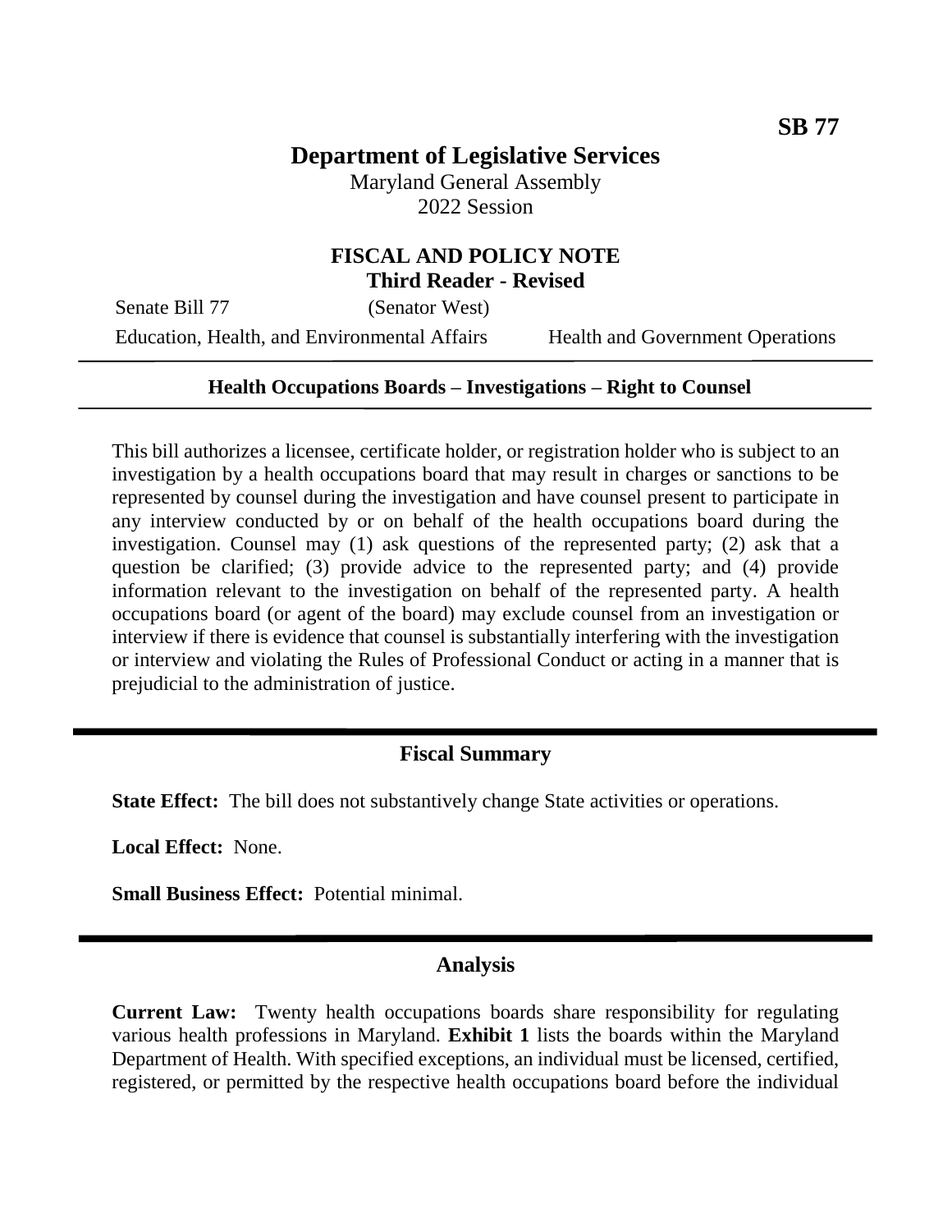**SB 77**

# Department of Legislative Services

Maryland General Assembly
2022 Session

## FISCAL AND POLICY NOTE
**Third Reader - Revised**

Senate Bill 77 (Senator West)
Education, Health, and Environmental Affairs Health and Government Operations

---

**Health Occupations Boards – Investigations – Right to Counsel**

---

This bill authorizes a licensee, certificate holder, or registration holder who is subject to an investigation by a health occupations board that may result in charges or sanctions to be represented by counsel during the investigation and have counsel present to participate in any interview conducted by or on behalf of the health occupations board during the investigation. Counsel may (1) ask questions of the represented party; (2) ask that a question be clarified; (3) provide advice to the represented party; and (4) provide information relevant to the investigation on behalf of the represented party. A health occupations board (or agent of the board) may exclude counsel from an investigation or interview if there is evidence that counsel is substantially interfering with the investigation or interview and violating the Rules of Professional Conduct or acting in a manner that is prejudicial to the administration of justice.

---

## Fiscal Summary

**State Effect:** The bill does not substantively change State activities or operations.

**Local Effect:** None.

**Small Business Effect:** Potential minimal.

---

## Analysis

**Current Law:** Twenty health occupations boards share responsibility for regulating various health professions in Maryland. **Exhibit 1** lists the boards within the Maryland Department of Health. With specified exceptions, an individual must be licensed, certified, registered, or permitted by the respective health occupations board before the individual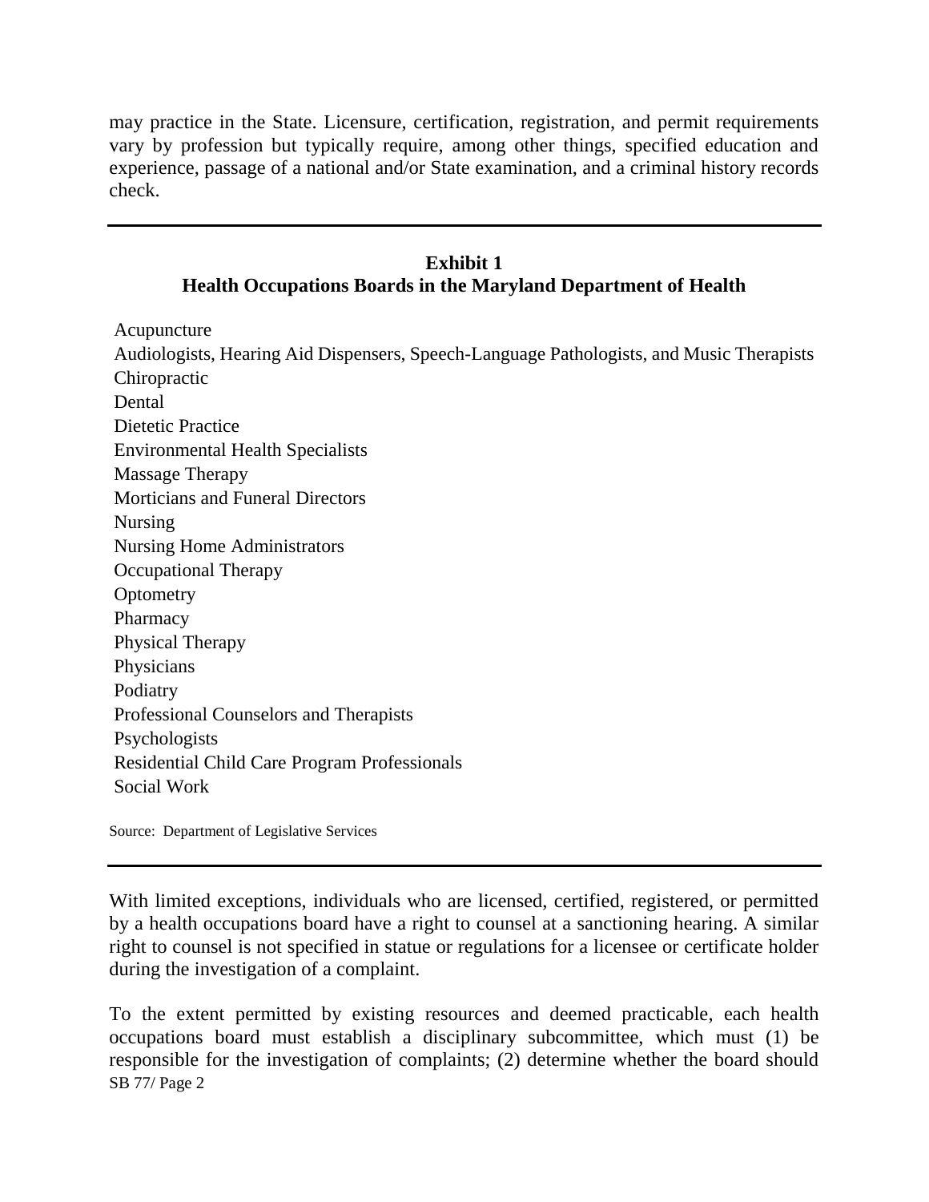may practice in the State. Licensure, certification, registration, and permit requirements vary by profession but typically require, among other things, specified education and experience, passage of a national and/or State examination, and a criminal history records check.

**Exhibit 1**
**Health Occupations Boards in the Maryland Department of Health**

Acupuncture
Audiologists, Hearing Aid Dispensers, Speech-Language Pathologists, and Music Therapists
Chiropractic
Dental
Dietetic Practice
Environmental Health Specialists
Massage Therapy
Morticians and Funeral Directors
Nursing
Nursing Home Administrators
Occupational Therapy
Optometry
Pharmacy
Physical Therapy
Physicians
Podiatry
Professional Counselors and Therapists
Psychologists
Residential Child Care Program Professionals
Social Work

Source: Department of Legislative Services

With limited exceptions, individuals who are licensed, certified, registered, or permitted by a health occupations board have a right to counsel at a sanctioning hearing. A similar right to counsel is not specified in statue or regulations for a licensee or certificate holder during the investigation of a complaint.

To the extent permitted by existing resources and deemed practicable, each health occupations board must establish a disciplinary subcommittee, which must (1) be responsible for the investigation of complaints; (2) determine whether the board should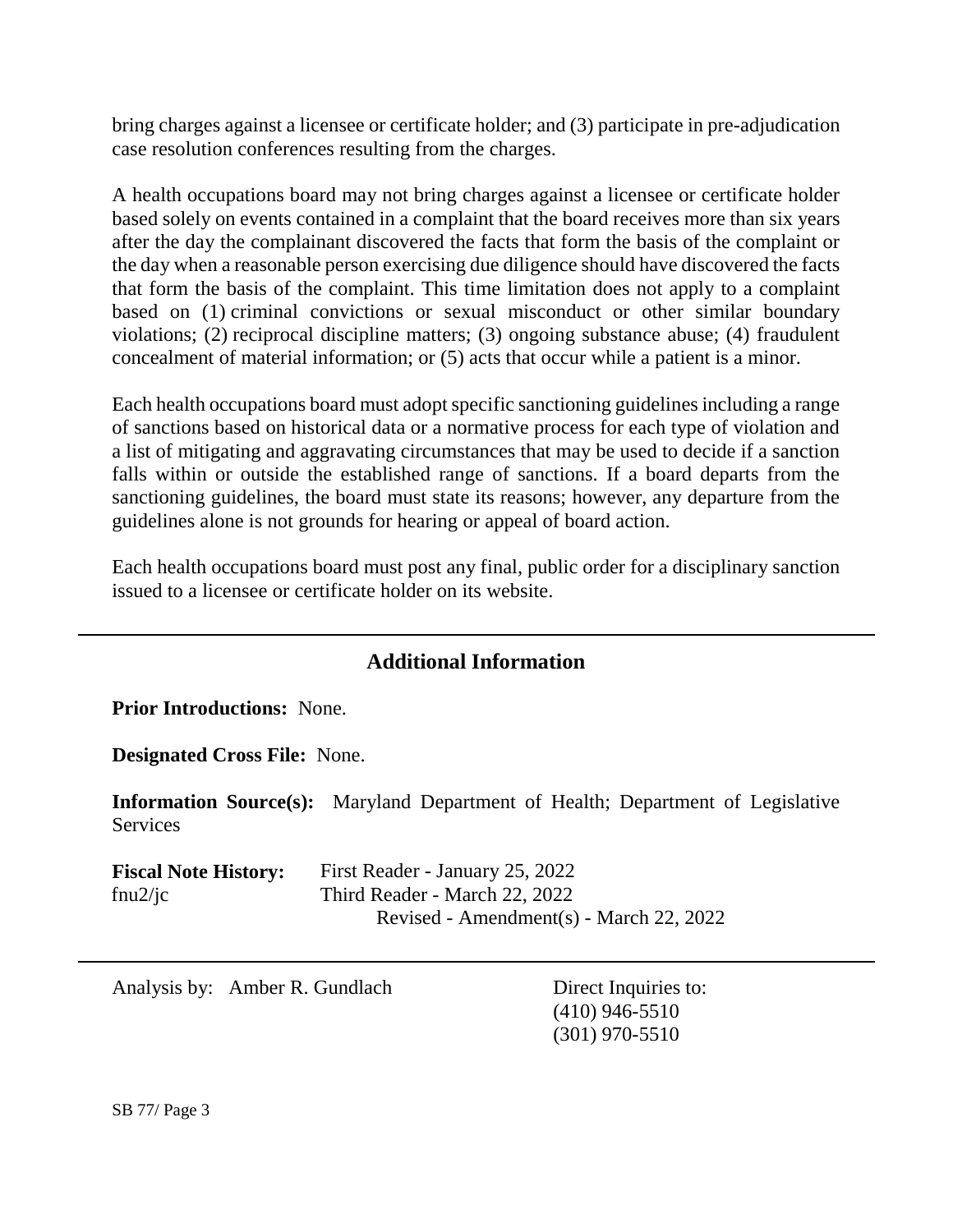bring charges against a licensee or certificate holder; and (3) participate in pre-adjudication case resolution conferences resulting from the charges.

A health occupations board may not bring charges against a licensee or certificate holder based solely on events contained in a complaint that the board receives more than six years after the day the complainant discovered the facts that form the basis of the complaint or the day when a reasonable person exercising due diligence should have discovered the facts that form the basis of the complaint. This time limitation does not apply to a complaint based on (1) criminal convictions or sexual misconduct or other similar boundary violations; (2) reciprocal discipline matters; (3) ongoing substance abuse; (4) fraudulent concealment of material information; or (5) acts that occur while a patient is a minor.

Each health occupations board must adopt specific sanctioning guidelines including a range of sanctions based on historical data or a normative process for each type of violation and a list of mitigating and aggravating circumstances that may be used to decide if a sanction falls within or outside the established range of sanctions. If a board departs from the sanctioning guidelines, the board must state its reasons; however, any departure from the guidelines alone is not grounds for hearing or appeal of board action.

Each health occupations board must post any final, public order for a disciplinary sanction issued to a licensee or certificate holder on its website.

---

## Additional Information

**Prior Introductions:** None.

**Designated Cross File:** None.

**Information Source(s):** Maryland Department of Health; Department of Legislative Services

**Fiscal Note History:** First Reader - January 25, 2022
fnu2/jc Third Reader - March 22, 2022
Revised - Amendment(s) - March 22, 2022

---

Analysis by: Amber R. Gundlach

Direct Inquiries to:
(410) 946-5510
(301) 970-5510